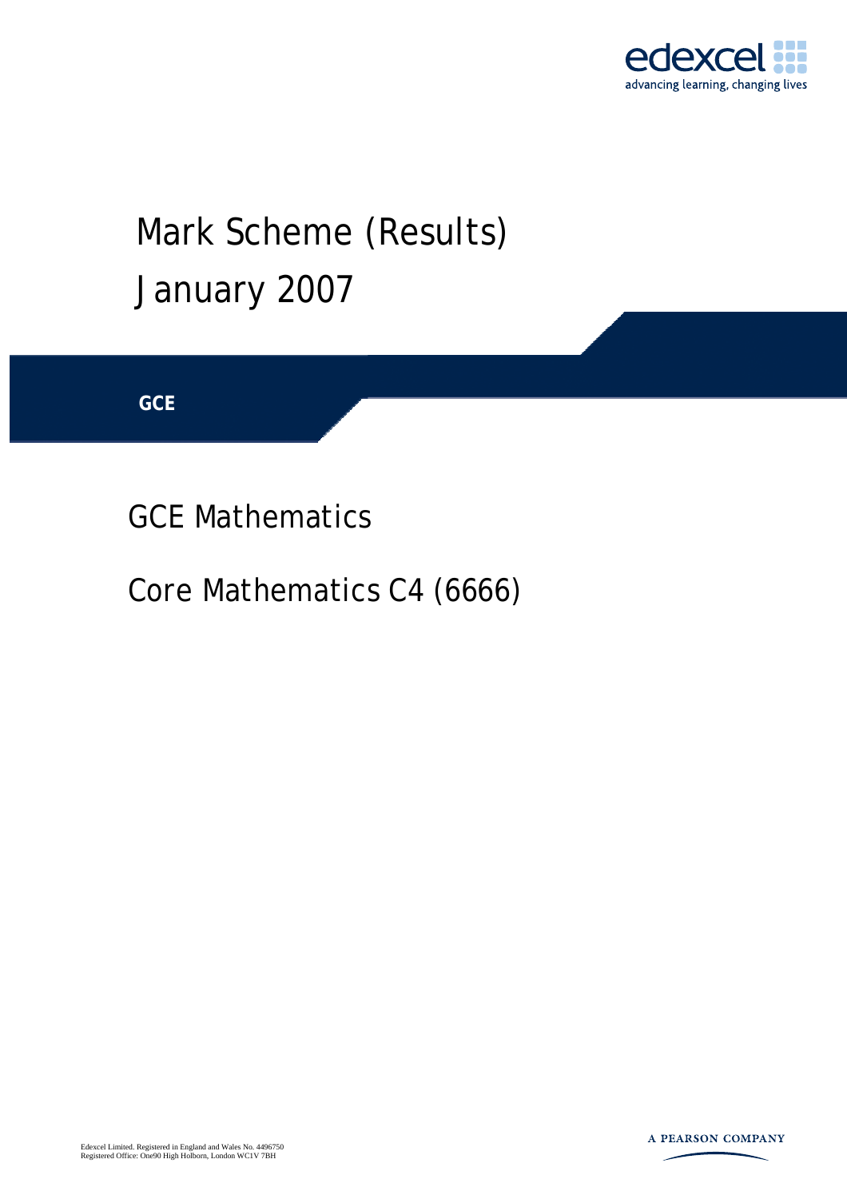edexcel

advancing learning, changing lives

# Mark Scheme (Results)

# January 2007

**GCE**

## GCE Mathematics

## Core Mathematics C4 (6666)

Edexcel Limited. Registered in England and Wales No. 4496750
Registered Office: One90 High Holborn, London WC1V 7BH

A PEARSON COMPANY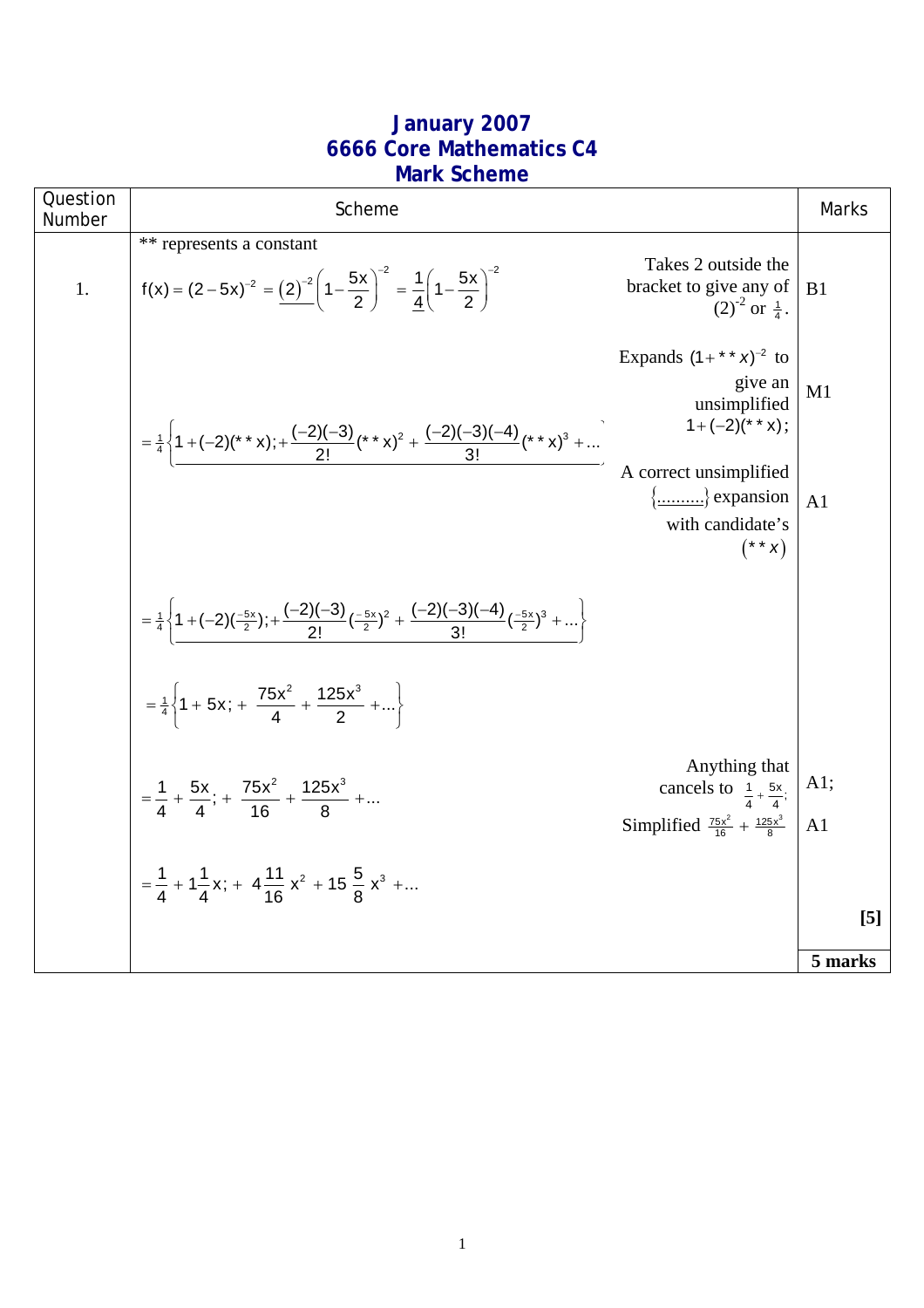# January 2007
## 6666 Core Mathematics C4
## Mark Scheme

| Question Number | Scheme | | Marks |
|---|---|---|---|
| | ** represents a constant | | |
| 1. | $f(x) = (2-5x)^{-2} = \underline{(2)^{-2}}\left(1 - \frac{5x}{2}\right)^{-2} = \underline{\frac{1}{4}}\left(1 - \frac{5x}{2}\right)^{-2}$ | Takes 2 outside the bracket to give any of $(2)^{-2}$ or $\frac{1}{4}$. | B1 |
| | $= \frac{1}{4}\left\{\underline{1 + (-2)(**x); + \frac{(-2)(-3)}{2!}(**x)^2 + \frac{(-2)(-3)(-4)}{3!}(**x)^3 + \ldots}\right\}$ | Expands $(1 + **x)^{-2}$ to give an unsimplified $1 + (-2)(**x)$; | M1 |
| | | A correct unsimplified $\{\underline{\ldots\ldots\ldots}\}$ expansion with candidate's $(**x)$ | A1 |
| | $= \frac{1}{4}\left\{\underline{1 + (-2)(\frac{-5x}{2}); + \frac{(-2)(-3)}{2!}(\frac{-5x}{2})^2 + \frac{(-2)(-3)(-4)}{3!}(\frac{-5x}{2})^3 + \ldots}\right\}$ | | |
| | $= \frac{1}{4}\left\{1 + 5x; + \frac{75x^2}{4} + \frac{125x^3}{2} + \ldots\right\}$ | | |
| | $= \frac{1}{4} + \frac{5x}{4}; + \frac{75x^2}{16} + \frac{125x^3}{8} + \ldots$ | Anything that cancels to $\frac{1}{4} + \frac{5x}{4}$; | A1; |
| | | Simplified $\frac{75x^2}{16} + \frac{125x^3}{8}$ | A1 |
| | $= \frac{1}{4} + 1\frac{1}{4}x; + 4\frac{11}{16}x^2 + 15\frac{5}{8}x^3 + \ldots$ | | |
| | | | **[5]** |
| | | | **5 marks** |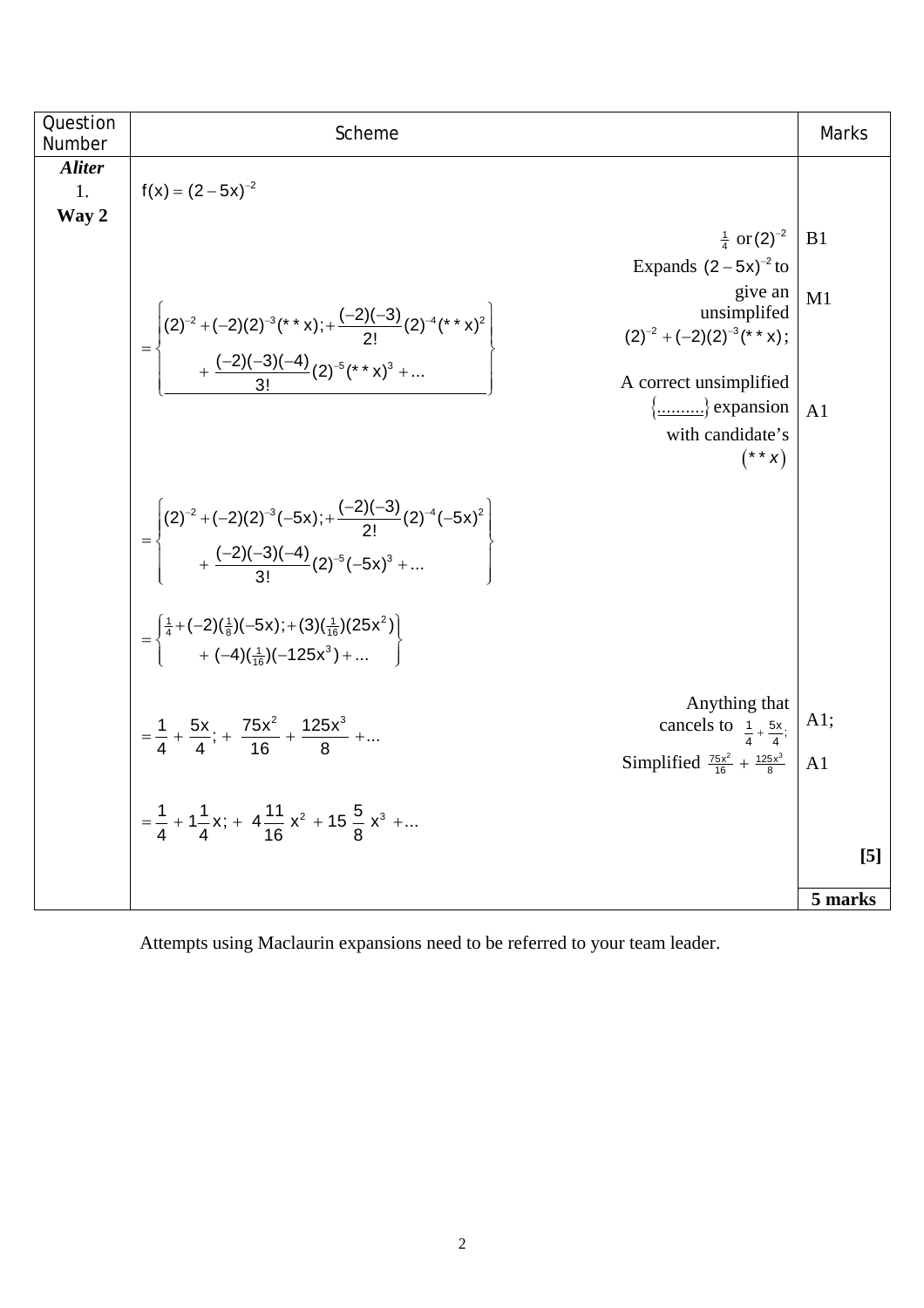| Question Number | Scheme | | Marks |
|---|---|---|---|
| ***Aliter*** 1. **Way 2** | $f(x) = (2-5x)^{-2}$ | | |
| | | $\frac{1}{4}$ or $(2)^{-2}$ | B1 |
| | $= \left\{ \underline{(2)^{-2} + (-2)(2)^{-3}(**x); + \frac{(-2)(-3)}{2!}(2)^{-4}(**x)^2 + \frac{(-2)(-3)(-4)}{3!}(2)^{-5}(**x)^3 + ...} \right\}$ | Expands $(2-5x)^{-2}$ to give an unsimplifed $(2)^{-2} + (-2)(2)^{-3}(**x)$; | M1 |
| | | A correct unsimplified $\{\underline{..........}\}$ expansion with candidate's $(**x)$ | A1 |
| | $= \left\{ (2)^{-2} + (-2)(2)^{-3}(-5x); + \frac{(-2)(-3)}{2!}(2)^{-4}(-5x)^2 + \frac{(-2)(-3)(-4)}{3!}(2)^{-5}(-5x)^3 + ... \right\}$ | | |
| | $= \left\{ \frac{1}{4} + (-2)(\frac{1}{8})(-5x); + (3)(\frac{1}{16})(25x^2) + (-4)(\frac{1}{16})(-125x^3) + ... \right\}$ | | |
| | $= \frac{1}{4} + \frac{5x}{4}; + \frac{75x^2}{16} + \frac{125x^3}{8} + ...$ | Anything that cancels to $\frac{1}{4} + \frac{5x}{4}$; | A1; |
| | | Simplified $\frac{75x^2}{16} + \frac{125x^3}{8}$ | A1 |
| | $= \frac{1}{4} + 1\frac{1}{4}x; + 4\frac{11}{16}x^2 + 15\frac{5}{8}x^3 + ...$ | | |
| | | | **[5]** |
| | | | **5 marks** |

Attempts using Maclaurin expansions need to be referred to your team leader.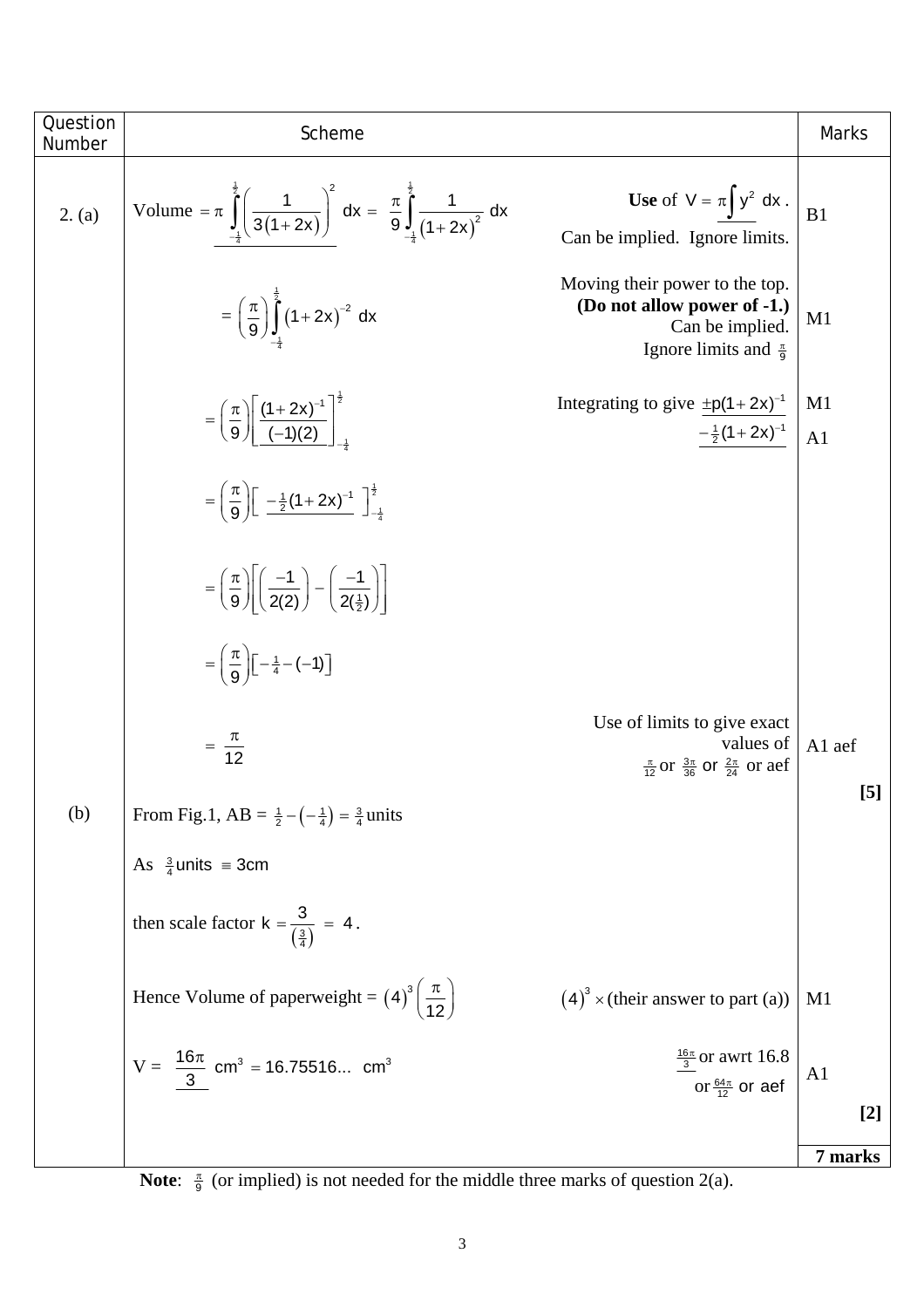| Question Number | Scheme | | Marks |
|---|---|---|---|
| 2. (a) | Volume $= \pi \int_{-\frac{1}{4}}^{\frac{1}{2}} \left( \frac{1}{3(1+2x)} \right)^2 dx = \frac{\pi}{9} \int_{-\frac{1}{4}}^{\frac{1}{2}} \frac{1}{(1+2x)^2} dx$ | **Use** of $V = \pi \int y^2 \, dx$. Can be implied. Ignore limits. | B1 |
| | $= \left(\frac{\pi}{9}\right) \int_{-\frac{1}{4}}^{\frac{1}{2}} (1+2x)^{-2} \, dx$ | Moving their power to the top. **(Do not allow power of -1.)** Can be implied. Ignore limits and $\frac{\pi}{9}$ | M1 |
| | $= \left(\frac{\pi}{9}\right) \left[ \frac{(1+2x)^{-1}}{(-1)(2)} \right]_{-\frac{1}{4}}^{\frac{1}{2}}$ | Integrating to give $\pm p(1+2x)^{-1}$ <br> $-\frac{1}{2}(1+2x)^{-1}$ | M1 <br> A1 |
| | $= \left(\frac{\pi}{9}\right) \left[ -\frac{1}{2}(1+2x)^{-1} \right]_{-\frac{1}{4}}^{\frac{1}{2}}$ | | |
| | $= \left(\frac{\pi}{9}\right) \left[ \left( \frac{-1}{2(2)} \right) - \left( \frac{-1}{2(\frac{1}{2})} \right) \right]$ | | |
| | $= \left(\frac{\pi}{9}\right) \left[ -\frac{1}{4} - (-1) \right]$ | | |
| | $= \frac{\pi}{12}$ | Use of limits to give exact values of $\frac{\pi}{12}$ or $\frac{3\pi}{36}$ or $\frac{2\pi}{24}$ or aef | A1 aef |
| | | | **[5]** |
| (b) | From Fig.1, AB $= \frac{1}{2} - \left(-\frac{1}{4}\right) = \frac{3}{4}$ units | | |
| | As $\frac{3}{4}$ units $\equiv$ 3cm | | |
| | then scale factor $k = \frac{3}{\left(\frac{3}{4}\right)} = 4$. | | |
| | Hence Volume of paperweight $= (4)^3 \left(\frac{\pi}{12}\right)$ | $(4)^3 \times$ (their answer to part (a)) | M1 |
| | $V = \frac{16\pi}{3} \text{ cm}^3 = 16.75516... \text{ cm}^3$ | $\frac{16\pi}{3}$ or awrt 16.8 or $\frac{64\pi}{12}$ or aef | A1 |
| | | | **[2]** |
| | | | **7 marks** |

**Note**: $\frac{\pi}{9}$ (or implied) is not needed for the middle three marks of question 2(a).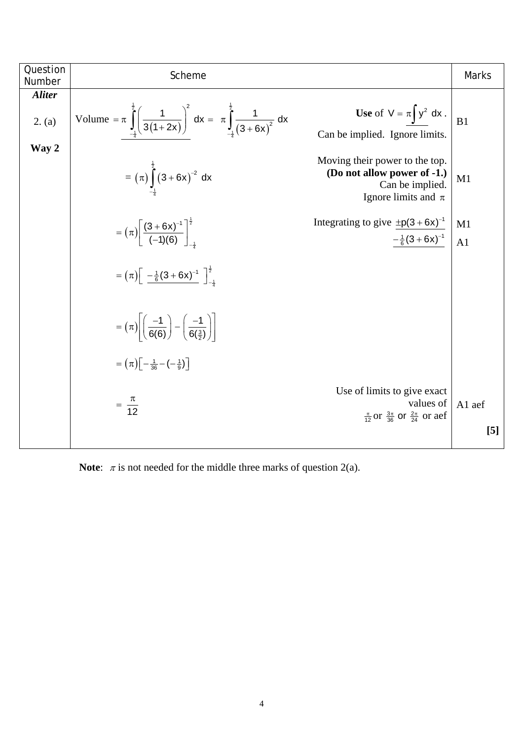| Question Number | Scheme | | Marks |
|---|---|---|---|
| ***Aliter*** 2. (a) **Way 2** | Volume $= \pi \displaystyle\int_{-\frac{1}{4}}^{\frac{1}{2}} \left(\frac{1}{3(1+2x)}\right)^2 \, dx = \pi \displaystyle\int_{-\frac{1}{4}}^{\frac{1}{2}} \frac{1}{(3+6x)^2} \, dx$ | **Use** of $V = \pi \int y^2 \, dx$. Can be implied. Ignore limits. | B1 |
| | $= (\pi) \displaystyle\int_{-\frac{1}{4}}^{\frac{1}{2}} (3+6x)^{-2} \, dx$ | Moving their power to the top. **(Do not allow power of -1.)** Can be implied. Ignore limits and $\pi$ | M1 |
| | $= (\pi)\left[\dfrac{(3+6x)^{-1}}{(-1)(6)}\right]_{-\frac{1}{4}}^{\frac{1}{2}}$ | Integrating to give $\pm p(3+6x)^{-1}$ <br> $-\frac{1}{6}(3+6x)^{-1}$ | M1 <br> A1 |
| | $= (\pi)\left[\ -\frac{1}{6}(3+6x)^{-1}\ \right]_{-\frac{1}{4}}^{\frac{1}{2}}$ | | |
| | $= (\pi)\left[\left(\dfrac{-1}{6(6)}\right) - \left(\dfrac{-1}{6(\frac{3}{2})}\right)\right]$ | | |
| | $= (\pi)\left[-\frac{1}{36} - (-\frac{1}{9})\right]$ | | |
| | $= \dfrac{\pi}{12}$ | Use of limits to give exact values of $\frac{\pi}{12}$ or $\frac{3\pi}{36}$ or $\frac{2\pi}{24}$ or aef | A1 aef |
| | | | **[5]** |

**Note**: $\pi$ is not needed for the middle three marks of question 2(a).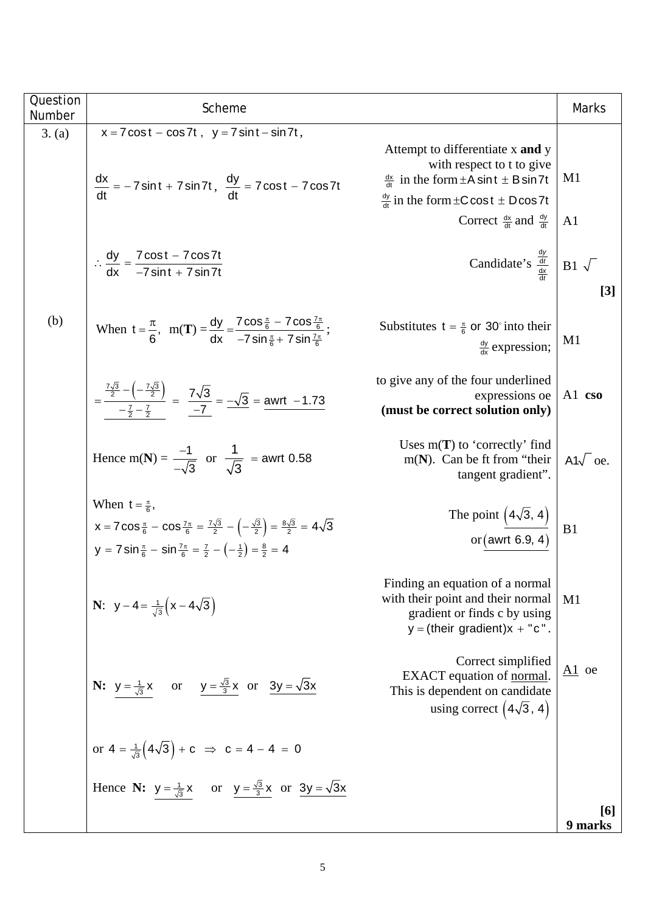| Question Number | Scheme | | Marks |
| --- | --- | --- | --- |
| 3. (a) | $x = 7\cos t - \cos 7t$ , $y = 7\sin t - \sin 7t$ , | | |
| | $\frac{dx}{dt} = -7\sin t + 7\sin 7t$ , $\frac{dy}{dt} = 7\cos t - 7\cos 7t$ | Attempt to differentiate x **and** y with respect to t to give $\frac{dx}{dt}$ in the form $\pm A\sin t \pm B\sin 7t$ $\frac{dy}{dt}$ in the form $\pm C\cos t \pm D\cos 7t$ | M1 |
| | | Correct $\frac{dx}{dt}$ and $\frac{dy}{dt}$ | A1 |
| | $\therefore \frac{dy}{dx} = \frac{7\cos t - 7\cos 7t}{-7\sin t + 7\sin 7t}$ | Candidate's $\frac{\frac{dy}{dt}}{\frac{dx}{dt}}$ | B1 √ |
| | | | **[3]** |
| (b) | When $t = \frac{\pi}{6}$, m(**T**) $= \frac{dy}{dx} = \frac{7\cos\frac{\pi}{6} - 7\cos\frac{7\pi}{6}}{-7\sin\frac{\pi}{6} + 7\sin\frac{7\pi}{6}}$; | Substitutes $t = \frac{\pi}{6}$ or $30°$ into their $\frac{dy}{dx}$ expression; | M1 |
| | $= \frac{\frac{7\sqrt{3}}{2} - \left(-\frac{7\sqrt{3}}{2}\right)}{-\frac{7}{2} - \frac{7}{2}} = \frac{7\sqrt{3}}{-7} = -\sqrt{3} = \text{awrt } -1.73$ | to give any of the four underlined expressions oe **(must be correct solution only)** | A1 **cso** |
| | Hence m(**N**) $= \frac{-1}{-\sqrt{3}}$ or $\frac{1}{\sqrt{3}}$ = awrt 0.58 | Uses m(**T**) to 'correctly' find m(**N**). Can be ft from "their tangent gradient". | A1√ oe. |
| | When $t = \frac{\pi}{6}$, $x = 7\cos\frac{\pi}{6} - \cos\frac{7\pi}{6} = \frac{7\sqrt{3}}{2} - \left(-\frac{\sqrt{3}}{2}\right) = \frac{8\sqrt{3}}{2} = 4\sqrt{3}$ $y = 7\sin\frac{\pi}{6} - \sin\frac{7\pi}{6} = \frac{7}{2} - \left(-\frac{1}{2}\right) = \frac{8}{2} = 4$ | The point $\left(4\sqrt{3}, 4\right)$ or (awrt 6.9, 4) | B1 |
| | **N**: $y - 4 = \frac{1}{\sqrt{3}}\left(x - 4\sqrt{3}\right)$ | Finding an equation of a normal with their point and their normal gradient or finds c by using $y = (\text{their gradient})x + \text{"c"}$. | M1 |
| | **N:** $y = \frac{1}{\sqrt{3}}x$ or $y = \frac{\sqrt{3}}{3}x$ or $3y = \sqrt{3}x$ | Correct simplified EXACT equation of normal. This is dependent on candidate using correct $\left(4\sqrt{3}, 4\right)$ | A1 oe |
| | or $4 = \frac{1}{\sqrt{3}}\left(4\sqrt{3}\right) + c \Rightarrow c = 4 - 4 = 0$ | | |
| | Hence **N:** $y = \frac{1}{\sqrt{3}}x$ or $y = \frac{\sqrt{3}}{3}x$ or $3y = \sqrt{3}x$ | | **[6]** **9 marks** |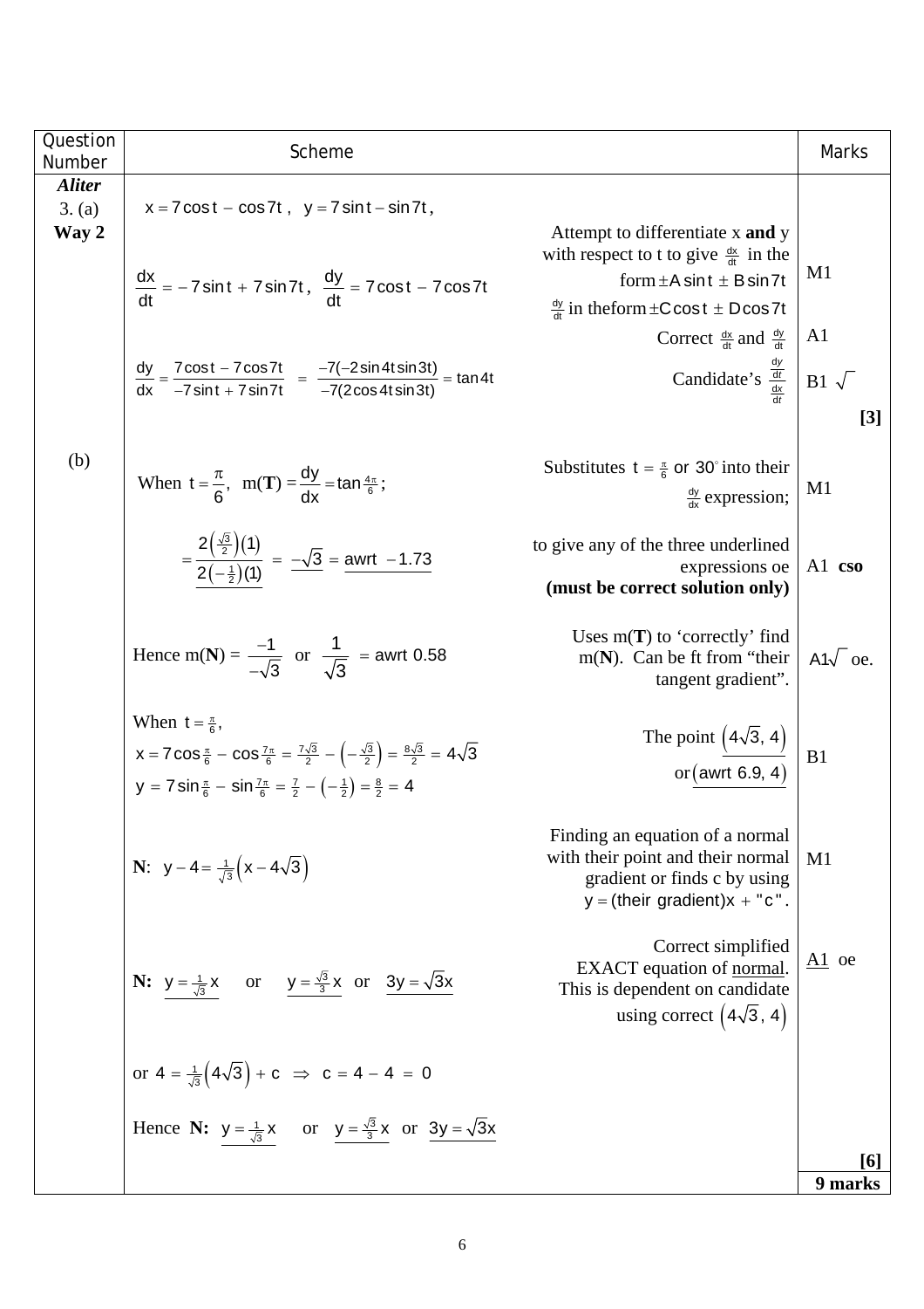| Question Number | Scheme | | Marks |
|---|---|---|---|
| ***Aliter*** 3. (a) **Way 2** | $x = 7\cos t - \cos 7t\,,\ \ y = 7\sin t - \sin 7t\,,$ | | |
| | $\dfrac{dx}{dt} = -7\sin t + 7\sin 7t\,,\ \ \dfrac{dy}{dt} = 7\cos t - 7\cos 7t$ | Attempt to differentiate x **and** y with respect to t to give $\frac{dx}{dt}$ in the form $\pm A\sin t \pm B\sin 7t$; $\frac{dy}{dt}$ in the form $\pm C\cos t \pm D\cos 7t$ | M1 |
| | | Correct $\frac{dx}{dt}$ and $\frac{dy}{dt}$ | A1 |
| | $\dfrac{dy}{dx} = \dfrac{7\cos t - 7\cos 7t}{-7\sin t + 7\sin 7t} = \dfrac{-7(-2\sin 4t\sin 3t)}{-7(2\cos 4t\sin 3t)} = \tan 4t$ | Candidate's $\dfrac{\frac{dy}{dt}}{\frac{dx}{dt}}$ | B1 $\sqrt{}$ |
| | | | **[3]** |
| (b) | When $t = \dfrac{\pi}{6}$, m(**T**) $= \dfrac{dy}{dx} = \tan\frac{4\pi}{6}$; | Substitutes $t = \frac{\pi}{6}$ or $30^\circ$ into their $\frac{dy}{dx}$ expression; | M1 |
| | $= \dfrac{2\left(\frac{\sqrt{3}}{2}\right)(1)}{2\left(-\frac{1}{2}\right)(1)} = -\sqrt{3} = \text{awrt } -1.73$ | to give any of the three underlined expressions oe **(must be correct solution only)** | A1 **cso** |
| | Hence m(**N**) $= \dfrac{-1}{-\sqrt{3}}$ or $\dfrac{1}{\sqrt{3}}$ $= \text{awrt } 0.58$ | Uses m(**T**) to 'correctly' find m(**N**). Can be ft from "their tangent gradient". | A1$\sqrt{}$ oe. |
| | When $t = \frac{\pi}{6}$, $x = 7\cos\frac{\pi}{6} - \cos\frac{7\pi}{6} = \frac{7\sqrt{3}}{2} - \left(-\frac{\sqrt{3}}{2}\right) = \frac{8\sqrt{3}}{2} = 4\sqrt{3}$; $y = 7\sin\frac{\pi}{6} - \sin\frac{7\pi}{6} = \frac{7}{2} - \left(-\frac{1}{2}\right) = \frac{8}{2} = 4$ | The point $\left(4\sqrt{3}, 4\right)$ or (awrt 6.9, 4) | B1 |
| | **N**: $y - 4 = \frac{1}{\sqrt{3}}\left(x - 4\sqrt{3}\right)$ | Finding an equation of a normal with their point and their normal gradient or finds c by using $y = (\text{their gradient})x + "c"$. | M1 |
| | **N:** $y = \frac{1}{\sqrt{3}}x$ or $y = \frac{\sqrt{3}}{3}x$ or $3y = \sqrt{3}x$ | Correct simplified EXACT equation of normal. This is dependent on candidate using correct $\left(4\sqrt{3}, 4\right)$ | A1 oe |
| | or $4 = \frac{1}{\sqrt{3}}\left(4\sqrt{3}\right) + c \Rightarrow c = 4 - 4 = 0$ | | |
| | Hence **N:** $y = \frac{1}{\sqrt{3}}x$ or $y = \frac{\sqrt{3}}{3}x$ or $3y = \sqrt{3}x$ | | |
| | | | **[6]** |
| | | | **9 marks** |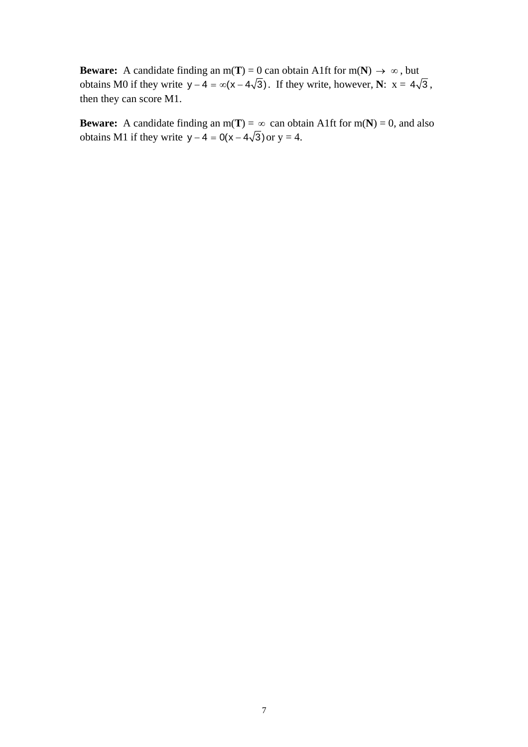**Beware:** A candidate finding an m(**T**) = 0 can obtain A1ft for m(**N**) $\rightarrow \infty$, but obtains M0 if they write $y - 4 = \infty(x - 4\sqrt{3})$. If they write, however, **N**: $x = 4\sqrt{3}$, then they can score M1.

**Beware:** A candidate finding an m(**T**) = $\infty$ can obtain A1ft for m(**N**) = 0, and also obtains M1 if they write $y - 4 = 0(x - 4\sqrt{3})$ or y = 4.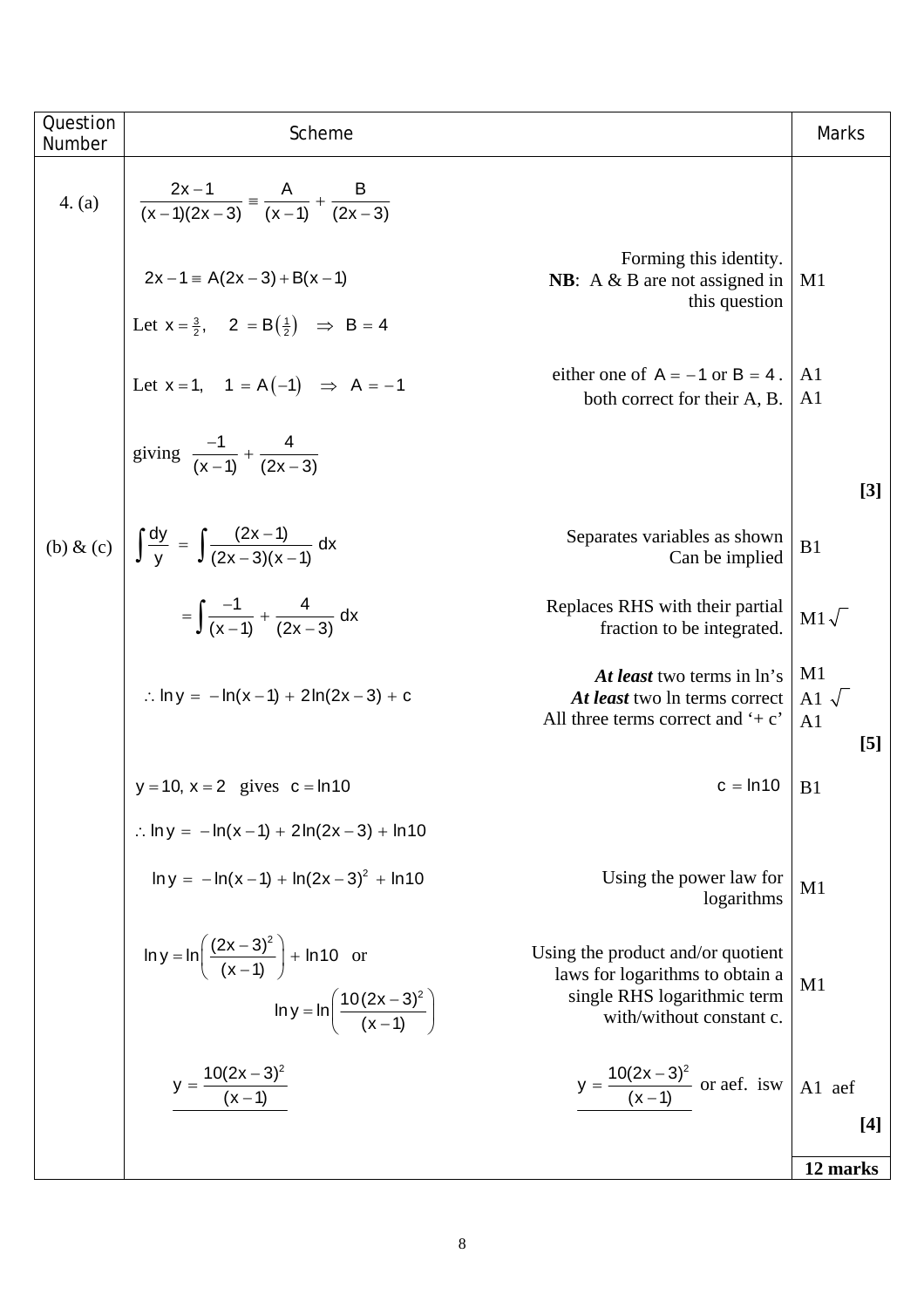| Question Number | Scheme | | Marks |
|---|---|---|---|
| 4. (a) | $\dfrac{2x-1}{(x-1)(2x-3)} \equiv \dfrac{A}{(x-1)} + \dfrac{B}{(2x-3)}$ | | |
| | $2x-1 \equiv A(2x-3) + B(x-1)$ | Forming this identity. **NB**: A & B are not assigned in this question | M1 |
| | Let $x = \frac{3}{2}$, $\quad 2 = B\left(\frac{1}{2}\right) \;\Rightarrow\; B = 4$ | | |
| | Let $x = 1$, $\quad 1 = A(-1) \;\Rightarrow\; A = -1$ | either one of $A = -1$ or $B = 4$. both correct for their A, B. | A1 A1 |
| | giving $\dfrac{-1}{(x-1)} + \dfrac{4}{(2x-3)}$ | | **[3]** |
| (b) & (c) | $\displaystyle\int \frac{dy}{y} = \int \frac{(2x-1)}{(2x-3)(x-1)}\,dx$ | Separates variables as shown Can be implied | B1 |
| | $= \displaystyle\int \frac{-1}{(x-1)} + \frac{4}{(2x-3)}\,dx$ | Replaces RHS with their partial fraction to be integrated. | M1 $\sqrt{}$ |
| | $\therefore \ln y = -\ln(x-1) + 2\ln(2x-3) + c$ | ***At least*** two terms in ln's ***At least*** two ln terms correct All three terms correct and '+ c' | M1 A1 $\sqrt{}$ A1 **[5]** |
| | $y = 10,\ x = 2$ gives $c = \ln 10$ | $c = \ln 10$ | B1 |
| | $\therefore \ln y = -\ln(x-1) + 2\ln(2x-3) + \ln 10$ | | |
| | $\ln y = -\ln(x-1) + \ln(2x-3)^2 + \ln 10$ | Using the power law for logarithms | M1 |
| | $\ln y = \ln\left(\dfrac{(2x-3)^2}{(x-1)}\right) + \ln 10$ or $\ln y = \ln\left(\dfrac{10(2x-3)^2}{(x-1)}\right)$ | Using the product and/or quotient laws for logarithms to obtain a single RHS logarithmic term with/without constant c. | M1 |
| | $y = \dfrac{10(2x-3)^2}{(x-1)}$ | $y = \dfrac{10(2x-3)^2}{(x-1)}$ or aef. isw | A1 aef **[4]** |
| | | | **12 marks** |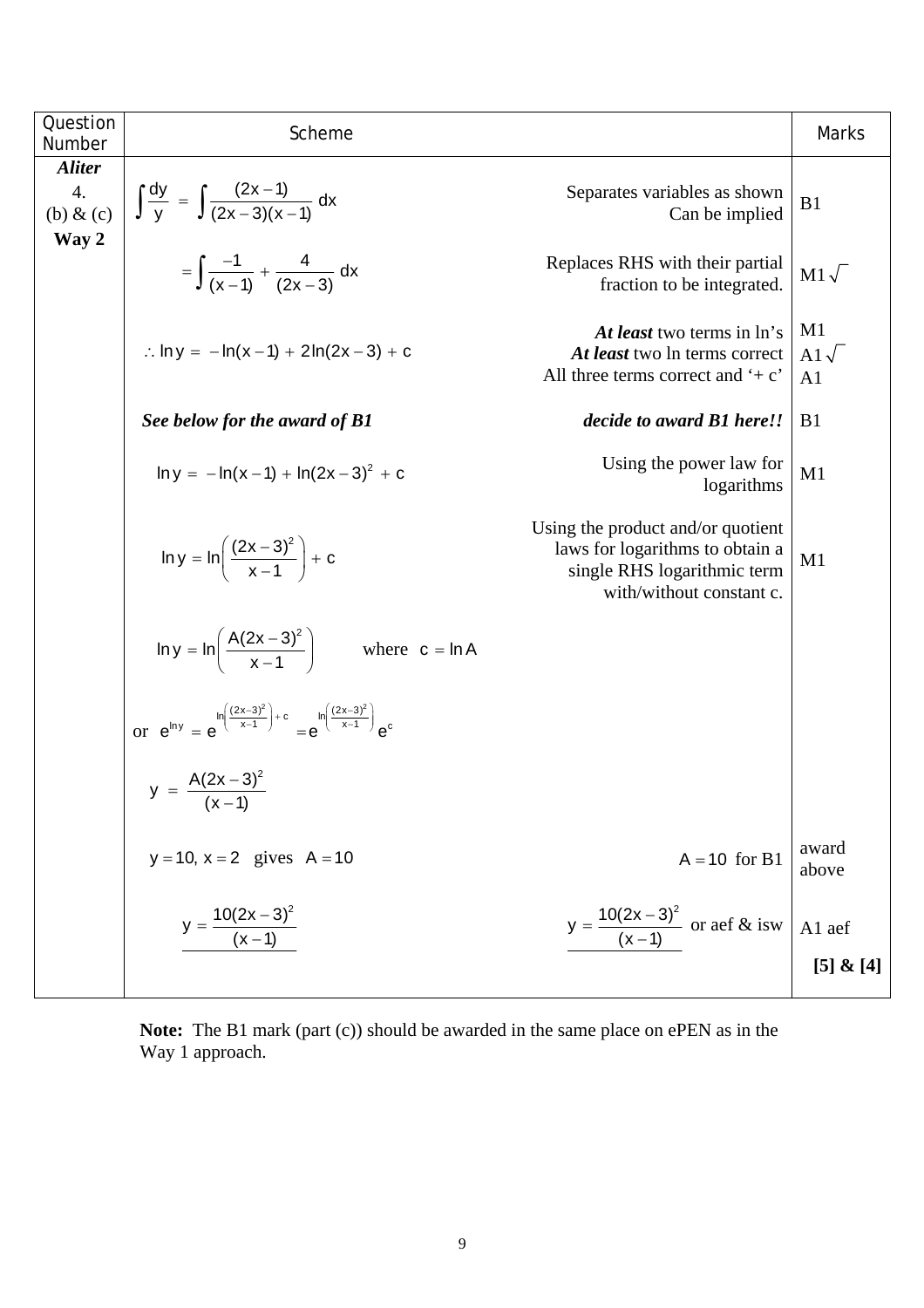| Question Number | Scheme | | Marks |
|---|---|---|---|
| ***Aliter*** 4. (b) & (c) **Way 2** | $\int \frac{dy}{y} = \int \frac{(2x-1)}{(2x-3)(x-1)}\,dx$ | Separates variables as shown Can be implied | B1 |
| | $= \int \frac{-1}{(x-1)} + \frac{4}{(2x-3)}\,dx$ | Replaces RHS with their partial fraction to be integrated. | M1$\sqrt{}$ |
| | $\therefore \ln y = -\ln(x-1) + 2\ln(2x-3) + c$ | ***At least*** two terms in ln's ***At least*** two ln terms correct All three terms correct and '+ c' | M1 A1$\sqrt{}$ A1 |
| | ***See below for the award of B1*** | ***decide to award B1 here!!*** | B1 |
| | $\ln y = -\ln(x-1) + \ln(2x-3)^2 + c$ | Using the power law for logarithms | M1 |
| | $\ln y = \ln\left(\frac{(2x-3)^2}{x-1}\right) + c$ | Using the product and/or quotient laws for logarithms to obtain a single RHS logarithmic term with/without constant c. | M1 |
| | $\ln y = \ln\left(\frac{A(2x-3)^2}{x-1}\right)$ where $c = \ln A$ | | |
| | or $e^{\ln y} = e^{\ln\left(\frac{(2x-3)^2}{x-1}\right)+c} = e^{\ln\left(\frac{(2x-3)^2}{x-1}\right)}e^{c}$ | | |
| | $y = \frac{A(2x-3)^2}{(x-1)}$ | | |
| | $y = 10,\ x = 2$ gives $A = 10$ | $A = 10$ for B1 | award above |
| | $y = \frac{10(2x-3)^2}{(x-1)}$ | $y = \frac{10(2x-3)^2}{(x-1)}$ or aef & isw | A1 aef |
| | | | **[5] & [4]** |

**Note:** The B1 mark (part (c)) should be awarded in the same place on ePEN as in the Way 1 approach.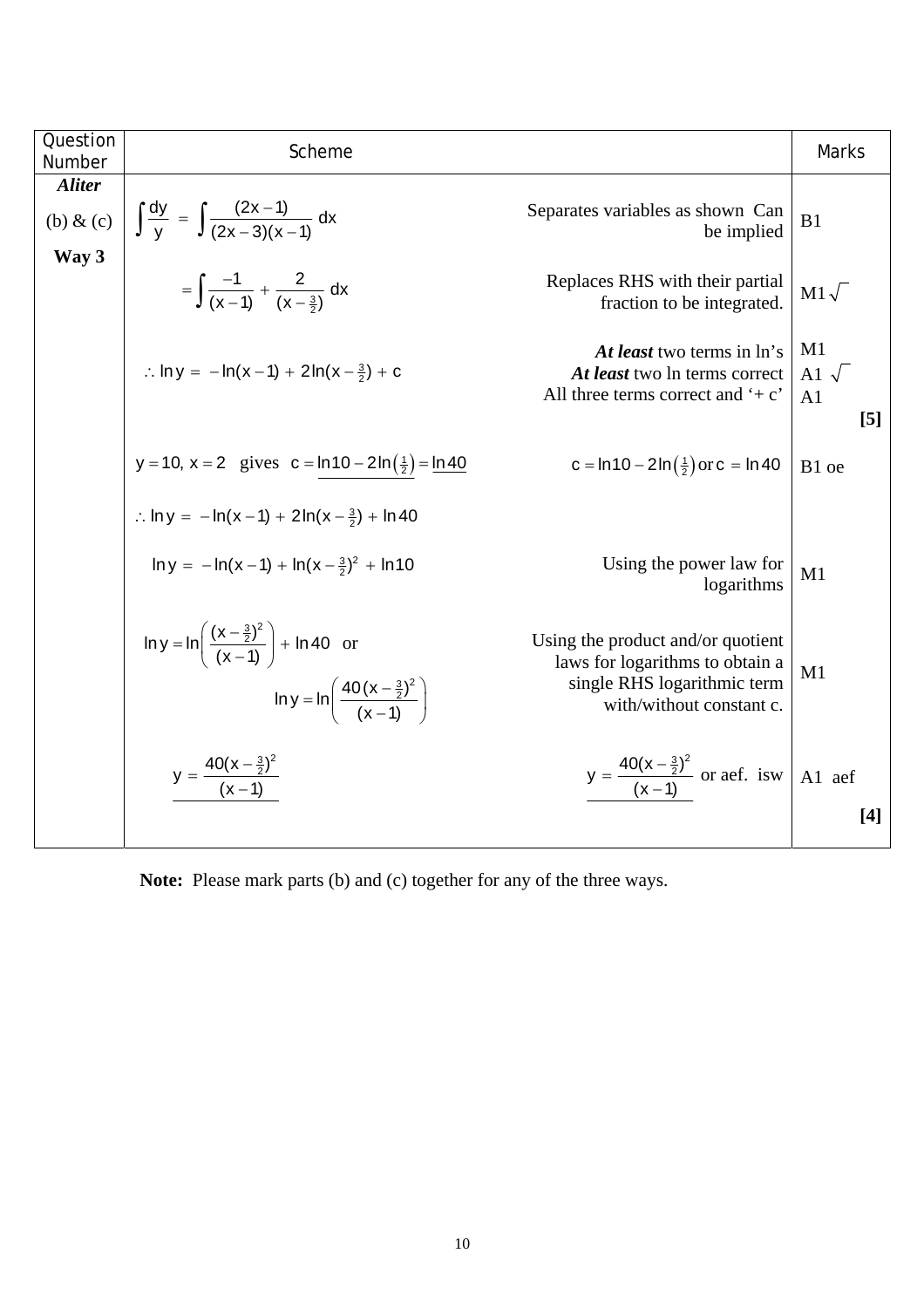| Question Number | Scheme | | Marks |
|---|---|---|---|
| ***Aliter*** (b) & (c) **Way 3** | $\int \frac{dy}{y} = \int \frac{(2x-1)}{(2x-3)(x-1)}\,dx$ | Separates variables as shown Can be implied | B1 |
| | $= \int \frac{-1}{(x-1)} + \frac{2}{(x-\frac{3}{2})}\,dx$ | Replaces RHS with their partial fraction to be integrated. | M1 $\sqrt{}$ |
| | $\therefore \ln y = -\ln(x-1) + 2\ln(x-\frac{3}{2}) + c$ | ***At least*** two terms in ln's<br>***At least*** two ln terms correct<br>All three terms correct and '+ c' | M1<br>A1 $\sqrt{}$<br>A1<br>**[5]** |
| | $y = 10,\ x = 2$ gives $c = \underline{\ln 10 - 2\ln\left(\frac{1}{2}\right)} = \underline{\ln 40}$ | $c = \ln 10 - 2\ln\left(\frac{1}{2}\right)$ or $c = \ln 40$ | B1 oe |
| | $\therefore \ln y = -\ln(x-1) + 2\ln(x-\frac{3}{2}) + \ln 40$ | | |
| | $\ln y = -\ln(x-1) + \ln(x-\frac{3}{2})^2 + \ln 10$ | Using the power law for logarithms | M1 |
| | $\ln y = \ln\left(\frac{(x-\frac{3}{2})^2}{(x-1)}\right) + \ln 40$ or $\ln y = \ln\left(\frac{40(x-\frac{3}{2})^2}{(x-1)}\right)$ | Using the product and/or quotient laws for logarithms to obtain a single RHS logarithmic term with/without constant c. | M1 |
| | $\underline{y = \frac{40(x-\frac{3}{2})^2}{(x-1)}}$ | $\underline{y = \frac{40(x-\frac{3}{2})^2}{(x-1)}}$ or aef. isw | A1 aef<br>**[4]** |

**Note:** Please mark parts (b) and (c) together for any of the three ways.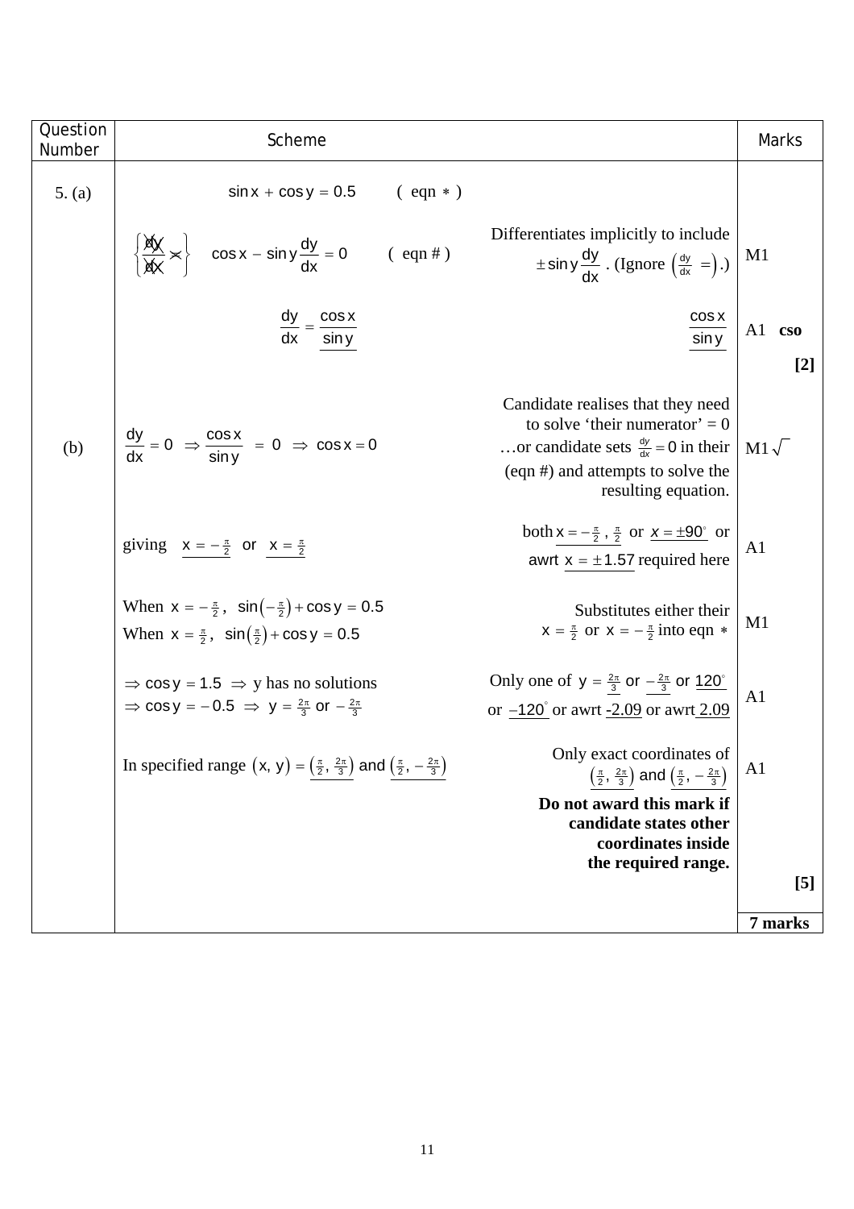| Question Number | Scheme | | Marks |
|---|---|---|---|
| 5. (a) | $\sin x + \cos y = 0.5 \qquad (\text{ eqn } *)$ | | |
| | $\left\{\frac{\cancel{dy}}{\cancel{dx}} \times\right\} \quad \cos x - \sin y \frac{dy}{dx} = 0 \qquad (\text{ eqn \# })$ | Differentiates implicitly to include $\pm \sin y \frac{dy}{dx}$. (Ignore $\left(\frac{dy}{dx} = \right)$.) | M1 |
| | $\frac{dy}{dx} = \frac{\cos x}{\sin y}$ | $\frac{\cos x}{\sin y}$ | A1 **cso** |
| | | | **[2]** |
| (b) | $\frac{dy}{dx} = 0 \Rightarrow \frac{\cos x}{\sin y} = 0 \Rightarrow \cos x = 0$ | Candidate realises that they need to solve 'their numerator' = 0 …or candidate sets $\frac{dy}{dx} = 0$ in their (eqn #) and attempts to solve the resulting equation. | M1 $\sqrt{\ }$ |
| | giving $x = -\frac{\pi}{2}$ or $x = \frac{\pi}{2}$ | both $x = -\frac{\pi}{2}, \frac{\pi}{2}$ or $x = \pm 90^\circ$ or awrt $x = \pm 1.57$ required here | A1 |
| | When $x = -\frac{\pi}{2}$, $\sin\left(-\frac{\pi}{2}\right) + \cos y = 0.5$<br>When $x = \frac{\pi}{2}$, $\sin\left(\frac{\pi}{2}\right) + \cos y = 0.5$ | Substitutes either their $x = \frac{\pi}{2}$ or $x = -\frac{\pi}{2}$ into eqn $*$ | M1 |
| | $\Rightarrow \cos y = 1.5 \Rightarrow$ y has no solutions<br>$\Rightarrow \cos y = -0.5 \Rightarrow y = \frac{2\pi}{3}$ or $-\frac{2\pi}{3}$ | Only one of $y = \frac{2\pi}{3}$ or $-\frac{2\pi}{3}$ or $120^\circ$ or $-120^\circ$ or awrt -2.09 or awrt 2.09 | A1 |
| | In specified range $(x, y) = \left(\frac{\pi}{2}, \frac{2\pi}{3}\right)$ and $\left(\frac{\pi}{2}, -\frac{2\pi}{3}\right)$ | Only exact coordinates of $\left(\frac{\pi}{2}, \frac{2\pi}{3}\right)$ and $\left(\frac{\pi}{2}, -\frac{2\pi}{3}\right)$<br>**Do not award this mark if candidate states other coordinates inside the required range.** | A1 |
| | | | **[5]** |
| | | | **7 marks** |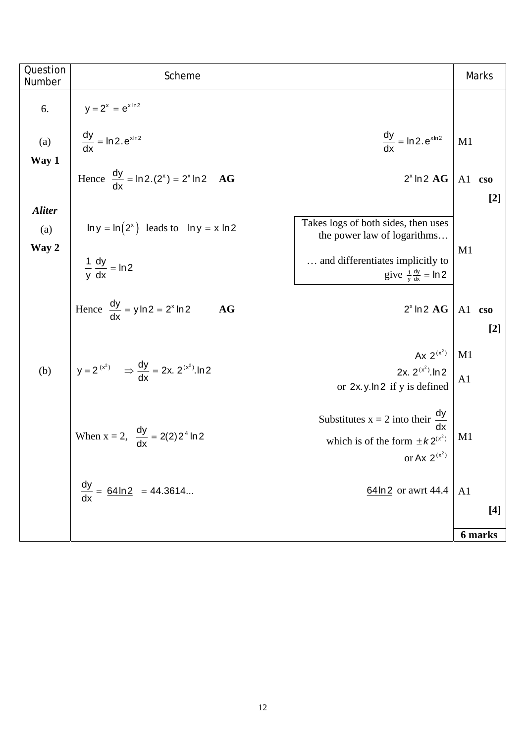| Question Number | Scheme | | Marks |
| --- | --- | --- | --- |
| 6. | $y = 2^x = e^{x\ln 2}$ | | |
| (a) **Way 1** | $\frac{dy}{dx} = \ln 2 . e^{x\ln 2}$ | $\frac{dy}{dx} = \ln 2 . e^{x\ln 2}$ | M1 |
| | Hence $\frac{dy}{dx} = \ln 2.(2^x) = 2^x \ln 2$ **AG** | $2^x \ln 2$ **AG** | A1 **cso** **[2]** |
| ***Aliter*** (a) **Way 2** | $\ln y = \ln(2^x)$ leads to $\ln y = x\ln 2$ <br> $\frac{1}{y}\frac{dy}{dx} = \ln 2$ | Takes logs of both sides, then uses the power law of logarithms… <br> … and differentiates implicitly to give $\frac{1}{y}\frac{dy}{dx} = \ln 2$ | M1 |
| | Hence $\frac{dy}{dx} = y\ln 2 = 2^x \ln 2$ **AG** | $2^x \ln 2$ **AG** | A1 **cso** **[2]** |
| (b) | $y = 2^{(x^2)} \Rightarrow \frac{dy}{dx} = 2x.\, 2^{(x^2)}.\ln 2$ | $Ax\ 2^{(x^2)}$ <br> $2x.\, 2^{(x^2)}.\ln 2$ or $2x.y.\ln 2$ if y is defined | M1 <br> A1 |
| | When x = 2, $\frac{dy}{dx} = 2(2)2^4 \ln 2$ | Substitutes x = 2 into their $\frac{dy}{dx}$ which is of the form $\pm k\, 2^{(x^2)}$ or $Ax\ 2^{(x^2)}$ | M1 |
| | $\frac{dy}{dx} = \underline{64\ln 2} = 44.3614...$ | $\underline{64\ln 2}$ or awrt 44.4 | A1 **[4]** |
| | | | **6 marks** |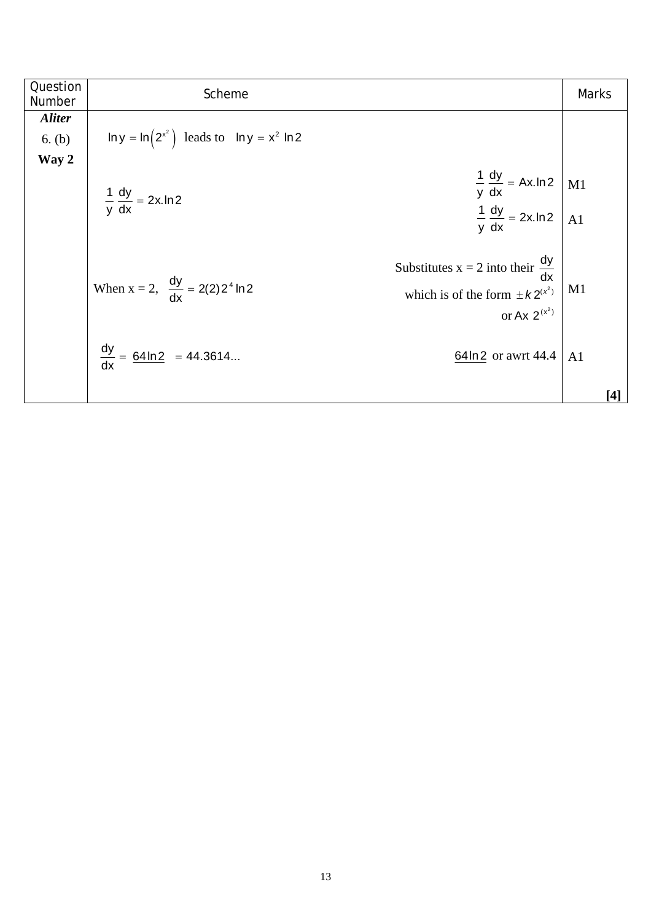| Question Number | Scheme | | Marks |
|---|---|---|---|
| ***Aliter*** 6. (b) **Way 2** | $\ln y = \ln\left(2^{x^2}\right)$ leads to $\ln y = x^2 \ln 2$ | | |
| | $\frac{1}{y}\frac{dy}{dx} = 2x.\ln 2$ | $\frac{1}{y}\frac{dy}{dx} = Ax.\ln 2$ | M1 |
| | | $\frac{1}{y}\frac{dy}{dx} = 2x.\ln 2$ | A1 |
| | When x = 2, $\frac{dy}{dx} = 2(2)2^4 \ln 2$ | Substitutes x = 2 into their $\frac{dy}{dx}$ which is of the form $\pm k\, 2^{(x^2)}$ or $Ax\, 2^{(x^2)}$ | M1 |
| | $\frac{dy}{dx} = \underline{64\ln 2} = 44.3614...$ | $\underline{64\ln 2}$ or awrt 44.4 | A1 |
| | | | **[4]** |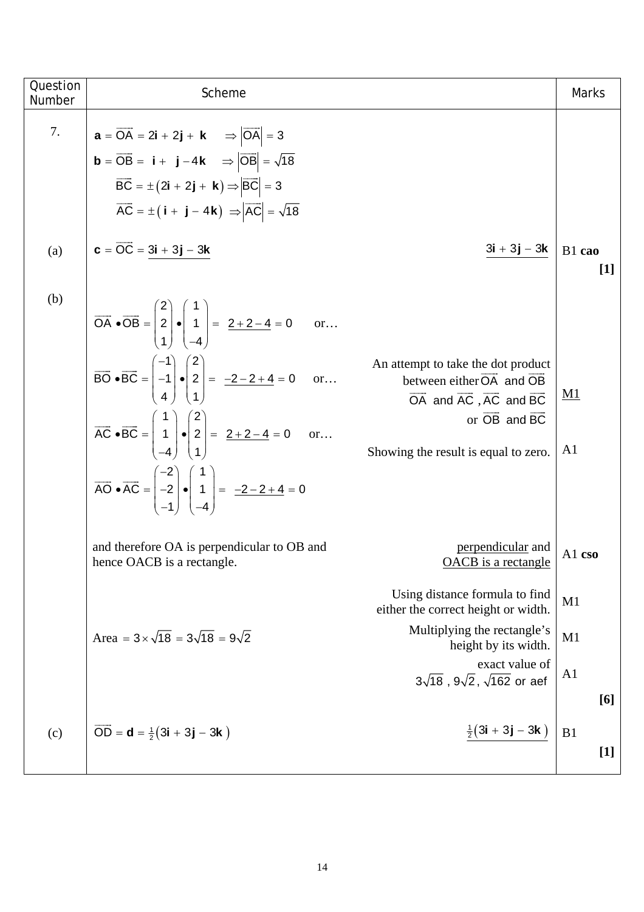| Question Number | Scheme | | Marks |
| --- | --- | --- | --- |
| 7. | $\mathbf{a} = \overrightarrow{OA} = 2\mathbf{i} + 2\mathbf{j} + \mathbf{k} \quad \Rightarrow \left\|\overrightarrow{OA}\right\| = 3$ <br> $\mathbf{b} = \overrightarrow{OB} = \mathbf{i} + \mathbf{j} - 4\mathbf{k} \quad \Rightarrow \left\|\overrightarrow{OB}\right\| = \sqrt{18}$ <br> $\overrightarrow{BC} = \pm(2\mathbf{i} + 2\mathbf{j} + \mathbf{k}) \Rightarrow \left\|\overrightarrow{BC}\right\| = 3$ <br> $\overrightarrow{AC} = \pm(\mathbf{i} + \mathbf{j} - 4\mathbf{k}) \Rightarrow \left\|\overrightarrow{AC}\right\| = \sqrt{18}$ | | |
| (a) | $\mathbf{c} = \overrightarrow{OC} = \underline{3\mathbf{i} + 3\mathbf{j} - 3\mathbf{k}}$ | $\underline{3\mathbf{i} + 3\mathbf{j} - 3\mathbf{k}}$ | B1 **cao** **[1]** |
| (b) | $\overrightarrow{OA} \bullet \overrightarrow{OB} = \begin{pmatrix} 2 \\ 2 \\ 1 \end{pmatrix} \bullet \begin{pmatrix} 1 \\ 1 \\ -4 \end{pmatrix} = \underline{2 + 2 - 4} = 0$ or… <br> $\overrightarrow{BO} \bullet \overrightarrow{BC} = \begin{pmatrix} -1 \\ -1 \\ 4 \end{pmatrix} \bullet \begin{pmatrix} 2 \\ 2 \\ 1 \end{pmatrix} = \underline{-2 - 2 + 4} = 0$ or… <br> $\overrightarrow{AC} \bullet \overrightarrow{BC} = \begin{pmatrix} 1 \\ 1 \\ -4 \end{pmatrix} \bullet \begin{pmatrix} 2 \\ 2 \\ 1 \end{pmatrix} = \underline{2 + 2 - 4} = 0$ or… <br> $\overrightarrow{AO} \bullet \overrightarrow{AC} = \begin{pmatrix} -2 \\ -2 \\ -1 \end{pmatrix} \bullet \begin{pmatrix} 1 \\ 1 \\ -4 \end{pmatrix} = \underline{-2 - 2 + 4} = 0$ | An attempt to take the dot product between either $\overrightarrow{OA}$ and $\overrightarrow{OB}$ $\overrightarrow{OA}$ and $\overrightarrow{AC}$, $\overrightarrow{AC}$ and $\overrightarrow{BC}$ or $\overrightarrow{OB}$ and $\overrightarrow{BC}$ <br><br> Showing the result is equal to zero. | M1 <br><br> A1 |
| | and therefore OA is perpendicular to OB and hence OACB is a rectangle. | <u>perpendicular</u> and <u>OACB is a rectangle</u> | A1 **cso** |
| | | Using distance formula to find either the correct height or width. | M1 |
| | Area $= 3 \times \sqrt{18} = 3\sqrt{18} = 9\sqrt{2}$ | Multiplying the rectangle's height by its width. | M1 |
| | | exact value of $3\sqrt{18}$, $9\sqrt{2}$, $\sqrt{162}$ or aef | A1 **[6]** |
| (c) | $\overrightarrow{OD} = \mathbf{d} = \frac{1}{2}(3\mathbf{i} + 3\mathbf{j} - 3\mathbf{k})$ | $\underline{\frac{1}{2}(3\mathbf{i} + 3\mathbf{j} - 3\mathbf{k})}$ | B1 **[1]** |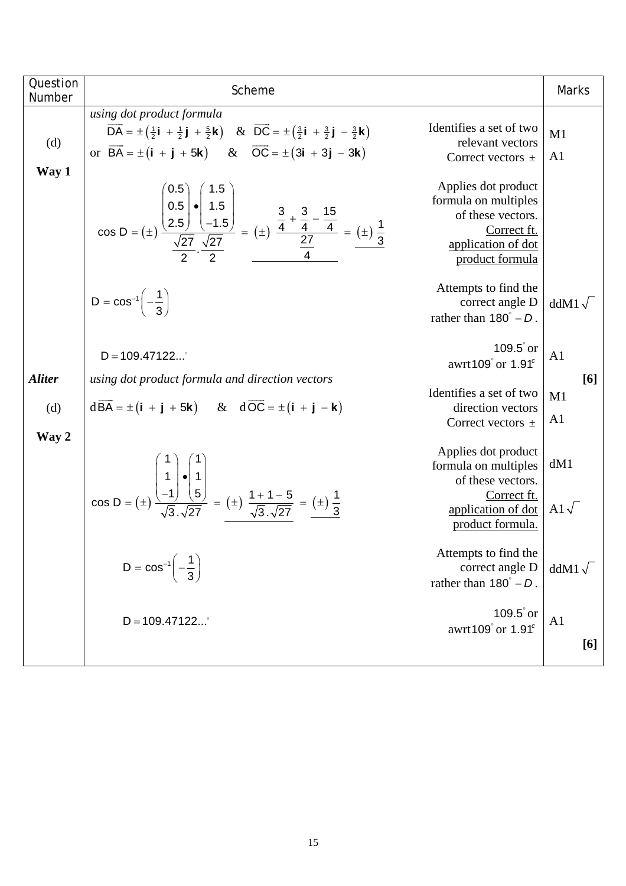| Question Number | Scheme | | Marks |
|---|---|---|---|
| (d) **Way 1** | *using dot product formula* $\overrightarrow{DA} = \pm\left(\frac{1}{2}\mathbf{i} + \frac{1}{2}\mathbf{j} + \frac{5}{2}\mathbf{k}\right)$ & $\overrightarrow{DC} = \pm\left(\frac{3}{2}\mathbf{i} + \frac{3}{2}\mathbf{j} - \frac{3}{2}\mathbf{k}\right)$ or $\overrightarrow{BA} = \pm(\mathbf{i} + \mathbf{j} + 5\mathbf{k})$ & $\overrightarrow{OC} = \pm(3\mathbf{i} + 3\mathbf{j} - 3\mathbf{k})$ | Identifies a set of two relevant vectors. Correct vectors $\pm$ | M1 A1 |
| | $\cos D = (\pm)\dfrac{\begin{pmatrix}0.5\\0.5\\2.5\end{pmatrix}\bullet\begin{pmatrix}1.5\\1.5\\-1.5\end{pmatrix}}{\frac{\sqrt{27}}{2}.\frac{\sqrt{27}}{2}} = (\pm)\dfrac{\frac{3}{4}+\frac{3}{4}-\frac{15}{4}}{\frac{27}{4}} = (\pm)\dfrac{1}{3}$ | Applies dot product formula on multiples of these vectors. Correct ft. application of dot product formula | |
| | $D = \cos^{-1}\left(-\dfrac{1}{3}\right)$ | Attempts to find the correct angle D rather than $180^\circ - D$. | ddM1 $\sqrt{\ }$ |
| | $D = 109.47122...^\circ$ | $109.5^\circ$ or awrt$109^\circ$ or $1.91^c$ | A1 **[6]** |
| ***Aliter*** (d) **Way 2** | *using dot product formula and direction vectors* $\mathrm{d}\overrightarrow{BA} = \pm(\mathbf{i} + \mathbf{j} + 5\mathbf{k})$ & $\mathrm{d}\overrightarrow{OC} = \pm(\mathbf{i} + \mathbf{j} - \mathbf{k})$ | Identifies a set of two direction vectors. Correct vectors $\pm$ | M1 A1 |
| | $\cos D = (\pm)\dfrac{\begin{pmatrix}1\\1\\-1\end{pmatrix}\bullet\begin{pmatrix}1\\1\\5\end{pmatrix}}{\sqrt{3}.\sqrt{27}} = (\pm)\dfrac{1+1-5}{\sqrt{3}.\sqrt{27}} = (\pm)\dfrac{1}{3}$ | Applies dot product formula on multiples of these vectors. Correct ft. application of dot product formula. | dM1 A1 $\sqrt{\ }$ |
| | $D = \cos^{-1}\left(-\dfrac{1}{3}\right)$ | Attempts to find the correct angle D rather than $180^\circ - D$. | ddM1 $\sqrt{\ }$ |
| | $D = 109.47122...^\circ$ | $109.5^\circ$ or awrt$109^\circ$ or $1.91^c$ | A1 **[6]** |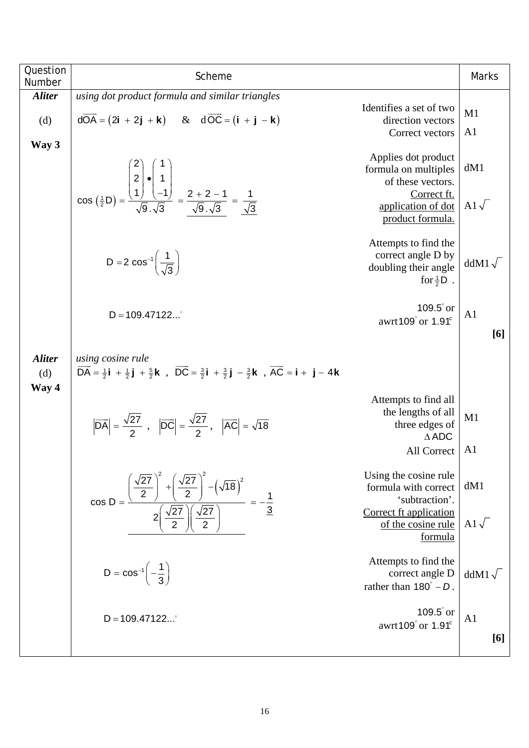| Question Number | Scheme | | Marks |
|---|---|---|---|
| ***Aliter*** | *using dot product formula and similar triangles* | | |
| (d) | $d\overrightarrow{OA} = (2\mathbf{i} + 2\mathbf{j} + \mathbf{k})$ & $d\overrightarrow{OC} = (\mathbf{i} + \mathbf{j} - \mathbf{k})$ | Identifies a set of two direction vectors | M1 |
| **Way 3** | | Correct vectors | A1 |
| | $\cos\left(\frac{1}{2}D\right) = \dfrac{\begin{pmatrix}2\\2\\1\end{pmatrix} \bullet \begin{pmatrix}1\\1\\-1\end{pmatrix}}{\sqrt{9}.\sqrt{3}} = \dfrac{2+2-1}{\sqrt{9}.\sqrt{3}} = \dfrac{1}{\sqrt{3}}$ | Applies dot product formula on multiples of these vectors. | dM1 |
| | | Correct ft. application of dot product formula. | A1 $\sqrt{\ }$ |
| | $D = 2\cos^{-1}\left(\dfrac{1}{\sqrt{3}}\right)$ | Attempts to find the correct angle D by doubling their angle for $\frac{1}{2}D$. | ddM1 $\sqrt{\ }$ |
| | $D = 109.47122...^{\circ}$ | $109.5^{\circ}$ or awrt $109^{\circ}$ or $1.91^{c}$ | A1 |
| | | | **[6]** |
| ***Aliter*** | *using cosine rule* | | |
| (d) | $\overrightarrow{DA} = \frac{1}{2}\mathbf{i} + \frac{1}{2}\mathbf{j} + \frac{5}{2}\mathbf{k}$ , $\overrightarrow{DC} = \frac{3}{2}\mathbf{i} + \frac{3}{2}\mathbf{j} - \frac{3}{2}\mathbf{k}$ , $\overrightarrow{AC} = \mathbf{i} + \mathbf{j} - 4\mathbf{k}$ | | |
| **Way 4** | | | |
| | $\lvert\overrightarrow{DA}\rvert = \dfrac{\sqrt{27}}{2}$ , $\lvert\overrightarrow{DC}\rvert = \dfrac{\sqrt{27}}{2}$ , $\lvert\overrightarrow{AC}\rvert = \sqrt{18}$ | Attempts to find all the lengths of all three edges of $\Delta ADC$ | M1 |
| | | All Correct | A1 |
| | $\cos D = \dfrac{\left(\frac{\sqrt{27}}{2}\right)^2 + \left(\frac{\sqrt{27}}{2}\right)^2 - \left(\sqrt{18}\right)^2}{2\left(\frac{\sqrt{27}}{2}\right)\left(\frac{\sqrt{27}}{2}\right)} = -\dfrac{1}{3}$ | Using the cosine rule formula with correct 'subtraction'. | dM1 |
| | | Correct ft application of the cosine rule formula | A1 $\sqrt{\ }$ |
| | $D = \cos^{-1}\left(-\dfrac{1}{3}\right)$ | Attempts to find the correct angle D rather than $180^{\circ} - D$. | ddM1 $\sqrt{\ }$ |
| | $D = 109.47122...^{\circ}$ | $109.5^{\circ}$ or awrt $109^{\circ}$ or $1.91^{c}$ | A1 |
| | | | **[6]** |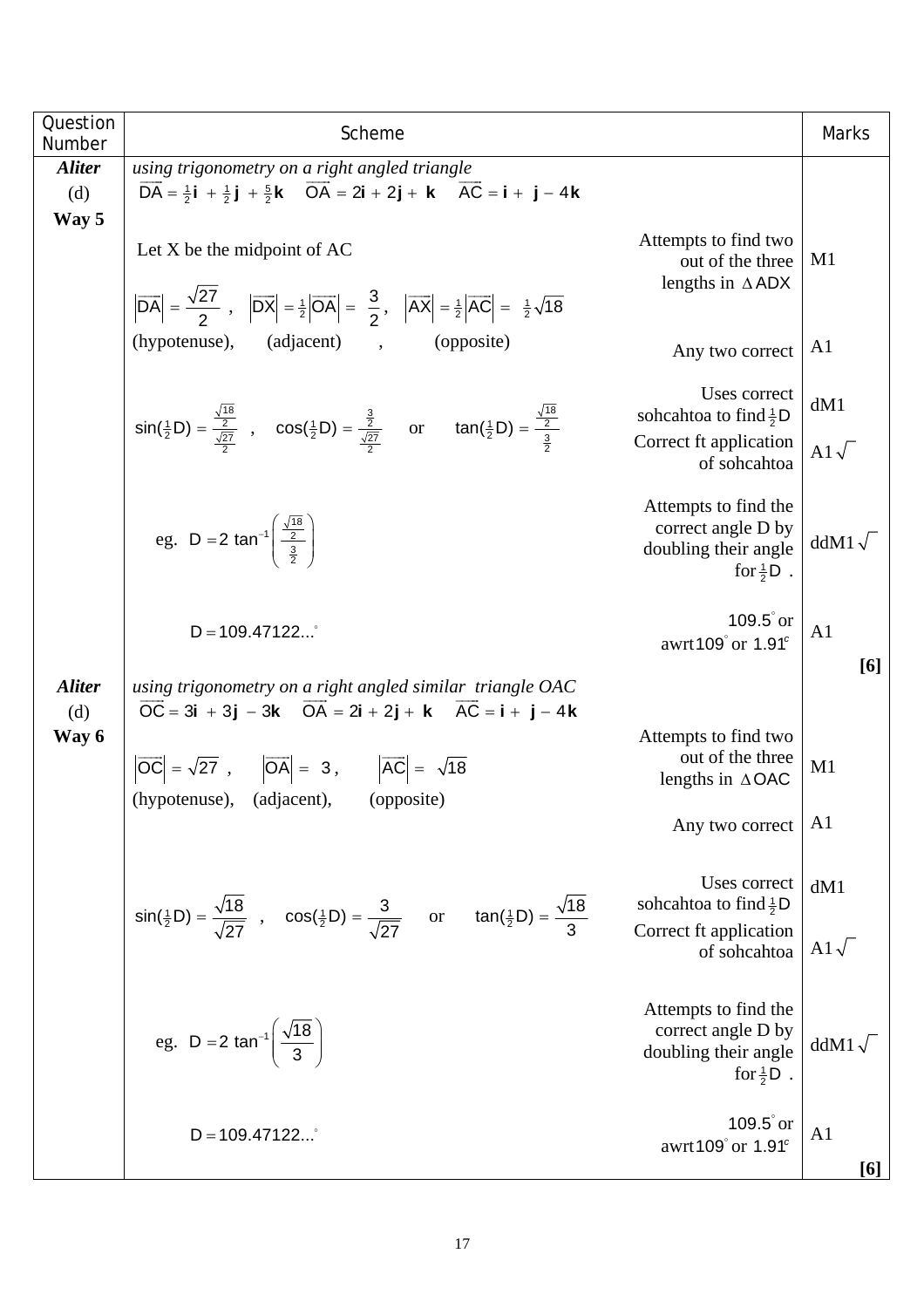| Question Number | Scheme | | Marks |
|---|---|---|---|
| ***Aliter*** (d) **Way 5** | *using trigonometry on a right angled triangle* $\overrightarrow{DA} = \frac{1}{2}\mathbf{i} + \frac{1}{2}\mathbf{j} + \frac{5}{2}\mathbf{k}$ $\quad \overrightarrow{OA} = 2\mathbf{i} + 2\mathbf{j} + \mathbf{k}$ $\quad \overrightarrow{AC} = \mathbf{i} + \mathbf{j} - 4\mathbf{k}$ | | |
| | Let X be the midpoint of AC | Attempts to find two out of the three lengths in $\Delta ADX$ | M1 |
| | $\lvert\overrightarrow{DA}\rvert = \dfrac{\sqrt{27}}{2}$, $\lvert\overrightarrow{DX}\rvert = \frac{1}{2}\lvert\overrightarrow{OA}\rvert = \dfrac{3}{2}$, $\lvert\overrightarrow{AX}\rvert = \frac{1}{2}\lvert\overrightarrow{AC}\rvert = \frac{1}{2}\sqrt{18}$ (hypotenuse), (adjacent), (opposite) | Any two correct | A1 |
| | $\sin(\frac{1}{2}D) = \dfrac{\frac{\sqrt{18}}{2}}{\frac{\sqrt{27}}{2}}$, $\cos(\frac{1}{2}D) = \dfrac{\frac{3}{2}}{\frac{\sqrt{27}}{2}}$ or $\tan(\frac{1}{2}D) = \dfrac{\frac{\sqrt{18}}{2}}{\frac{3}{2}}$ | Uses correct sohcahtoa to find $\frac{1}{2}D$ | dM1 |
| | | Correct ft application of sohcahtoa | A1 $\sqrt{}$ |
| | eg. $D = 2\tan^{-1}\left(\dfrac{\frac{\sqrt{18}}{2}}{\frac{3}{2}}\right)$ | Attempts to find the correct angle D by doubling their angle for $\frac{1}{2}D$. | ddM1 $\sqrt{}$ |
| | $D = 109.47122...^\circ$ | $109.5^\circ$ or awrt $109^\circ$ or $1.91^c$ | A1 **[6]** |
| ***Aliter*** (d) **Way 6** | *using trigonometry on a right angled similar triangle OAC* $\overrightarrow{OC} = 3\mathbf{i} + 3\mathbf{j} - 3\mathbf{k}$ $\quad \overrightarrow{OA} = 2\mathbf{i} + 2\mathbf{j} + \mathbf{k}$ $\quad \overrightarrow{AC} = \mathbf{i} + \mathbf{j} - 4\mathbf{k}$ | | |
| | $\lvert\overrightarrow{OC}\rvert = \sqrt{27}$, $\lvert\overrightarrow{OA}\rvert = 3$, $\lvert\overrightarrow{AC}\rvert = \sqrt{18}$ (hypotenuse), (adjacent), (opposite) | Attempts to find two out of the three lengths in $\Delta OAC$ | M1 |
| | | Any two correct | A1 |
| | $\sin(\frac{1}{2}D) = \dfrac{\sqrt{18}}{\sqrt{27}}$, $\cos(\frac{1}{2}D) = \dfrac{3}{\sqrt{27}}$ or $\tan(\frac{1}{2}D) = \dfrac{\sqrt{18}}{3}$ | Uses correct sohcahtoa to find $\frac{1}{2}D$ | dM1 |
| | | Correct ft application of sohcahtoa | A1 $\sqrt{}$ |
| | eg. $D = 2\tan^{-1}\left(\dfrac{\sqrt{18}}{3}\right)$ | Attempts to find the correct angle D by doubling their angle for $\frac{1}{2}D$. | ddM1 $\sqrt{}$ |
| | $D = 109.47122...^\circ$ | $109.5^\circ$ or awrt $109^\circ$ or $1.91^c$ | A1 **[6]** |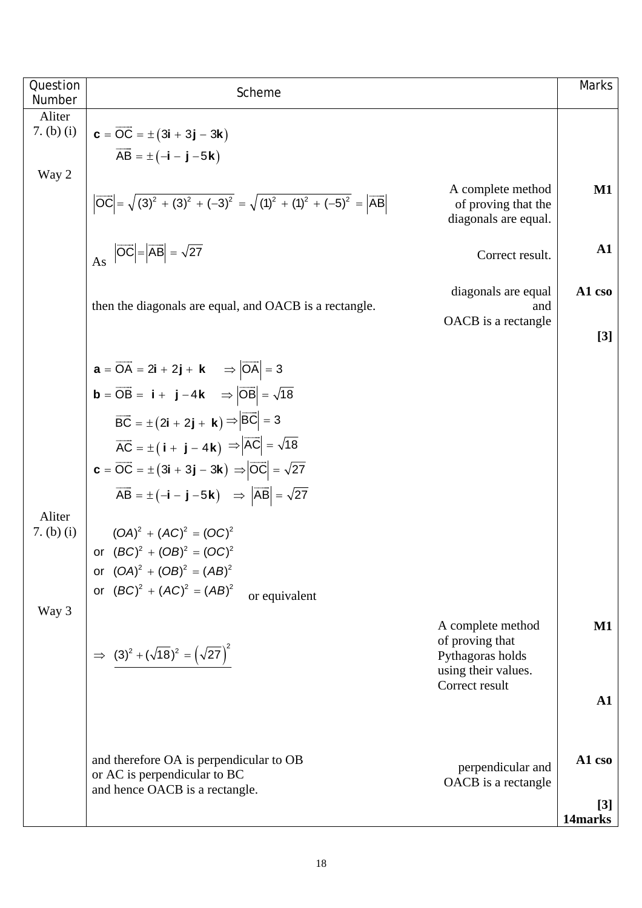| Question Number | Scheme | | Marks |
|---|---|---|---|
| Aliter 7. (b) (i) Way 2 | $\mathbf{c} = \overrightarrow{OC} = \pm(3\mathbf{i} + 3\mathbf{j} - 3\mathbf{k})$ <br> $\overrightarrow{AB} = \pm(-\mathbf{i} - \mathbf{j} - 5\mathbf{k})$ | | |
| | $\left\lvert\overrightarrow{OC}\right\rvert = \sqrt{(3)^2 + (3)^2 + (-3)^2} = \sqrt{(1)^2 + (1)^2 + (-5)^2} = \left\lvert\overrightarrow{AB}\right\rvert$ | A complete method of proving that the diagonals are equal. | M1 |
| | As $\left\lvert\overrightarrow{OC}\right\rvert = \left\lvert\overrightarrow{AB}\right\rvert = \sqrt{27}$ | Correct result. | A1 |
| | then the diagonals are equal, and OACB is a rectangle. | diagonals are equal and OACB is a rectangle | A1 cso <br> [3] |
| | $\mathbf{a} = \overrightarrow{OA} = 2\mathbf{i} + 2\mathbf{j} + \mathbf{k} \quad \Rightarrow \left\lvert\overrightarrow{OA}\right\rvert = 3$ <br> $\mathbf{b} = \overrightarrow{OB} = \mathbf{i} + \mathbf{j} - 4\mathbf{k} \quad \Rightarrow \left\lvert\overrightarrow{OB}\right\rvert = \sqrt{18}$ <br> $\overrightarrow{BC} = \pm(2\mathbf{i} + 2\mathbf{j} + \mathbf{k}) \Rightarrow \left\lvert\overrightarrow{BC}\right\rvert = 3$ <br> $\overrightarrow{AC} = \pm(\mathbf{i} + \mathbf{j} - 4\mathbf{k}) \Rightarrow \left\lvert\overrightarrow{AC}\right\rvert = \sqrt{18}$ <br> $\mathbf{c} = \overrightarrow{OC} = \pm(3\mathbf{i} + 3\mathbf{j} - 3\mathbf{k}) \Rightarrow \left\lvert\overrightarrow{OC}\right\rvert = \sqrt{27}$ <br> $\overrightarrow{AB} = \pm(-\mathbf{i} - \mathbf{j} - 5\mathbf{k}) \quad \Rightarrow \left\lvert\overrightarrow{AB}\right\rvert = \sqrt{27}$ | | |
| Aliter 7. (b) (i) Way 3 | $(OA)^2 + (AC)^2 = (OC)^2$ <br> or $(BC)^2 + (OB)^2 = (OC)^2$ <br> or $(OA)^2 + (OB)^2 = (AB)^2$ <br> or $(BC)^2 + (AC)^2 = (AB)^2$ or equivalent | | |
| | $\Rightarrow (3)^2 + (\sqrt{18})^2 = \left(\sqrt{27}\right)^2$ | A complete method of proving that Pythagoras holds using their values. <br> Correct result | M1 <br> A1 |
| | and therefore OA is perpendicular to OB <br> or AC is perpendicular to BC <br> and hence OACB is a rectangle. | perpendicular and OACB is a rectangle | A1 cso <br> [3] <br> 14marks |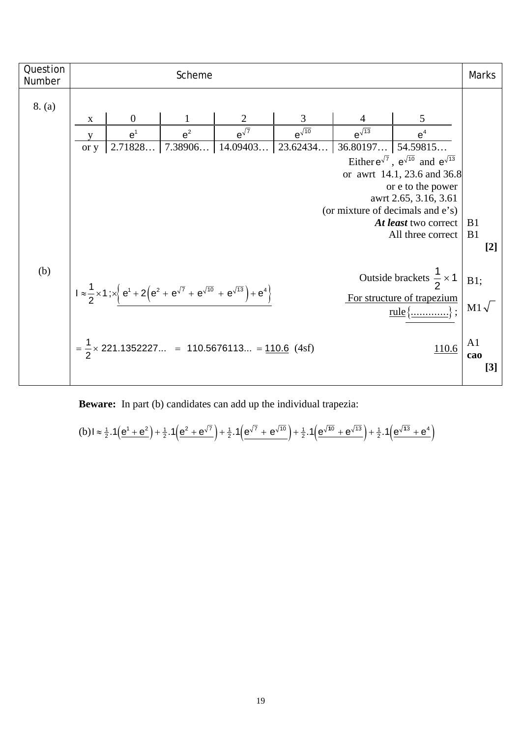| Question Number | Scheme | Marks |
|---|---|---|
| 8. (a) | | |

| x | 0 | 1 | 2 | 3 | 4 | 5 |
|---|---|---|---|---|---|---|
| y | $e^1$ | $e^2$ | $e^{\sqrt{7}}$ | $e^{\sqrt{10}}$ | $e^{\sqrt{13}}$ | $e^4$ |
| or y | 2.71828… | 7.38906… | 14.09403… | 23.62434… | 36.80197… | 54.59815… |

Either $e^{\sqrt{7}}$ , $e^{\sqrt{10}}$ and $e^{\sqrt{13}}$
or awrt 14.1, 23.6 and 36.8
or e to the power
awrt 2.65, 3.16, 3.61
(or mixture of decimals and e's)

***At least*** two correct — B1

All three correct — B1

**[2]**

(b)

$$I \approx \frac{1}{2}\times 1\,;\times\left\{\underline{e^1 + 2\left(e^2 + e^{\sqrt{7}} + e^{\sqrt{10}} + e^{\sqrt{13}}\right) + e^4}\right\}$$

Outside brackets $\frac{1}{2}\times 1$ — B1;

For structure of trapezium rule$\{\ldots\ldots\ldots\ldots\}$ ; — M1$\sqrt{\ }$

$$= \frac{1}{2}\times 221.1352227\ldots \quad = \quad 110.5676113\ldots \; = \underline{110.6} \;\; (4\text{sf})$$

$\underline{110.6}$ — A1 **cao**

**[3]**

**Beware:** In part (b) candidates can add up the individual trapezia:

$$\text{(b)}\, I \approx \tfrac{1}{2}.1\left(\underline{e^1 + e^2}\right) + \tfrac{1}{2}.1\left(\underline{e^2 + e^{\sqrt{7}}}\right) + \tfrac{1}{2}.1\left(\underline{e^{\sqrt{7}} + e^{\sqrt{10}}}\right) + \tfrac{1}{2}.1\left(\underline{e^{\sqrt{10}} + e^{\sqrt{13}}}\right) + \tfrac{1}{2}.1\left(\underline{e^{\sqrt{13}} + e^4}\right)$$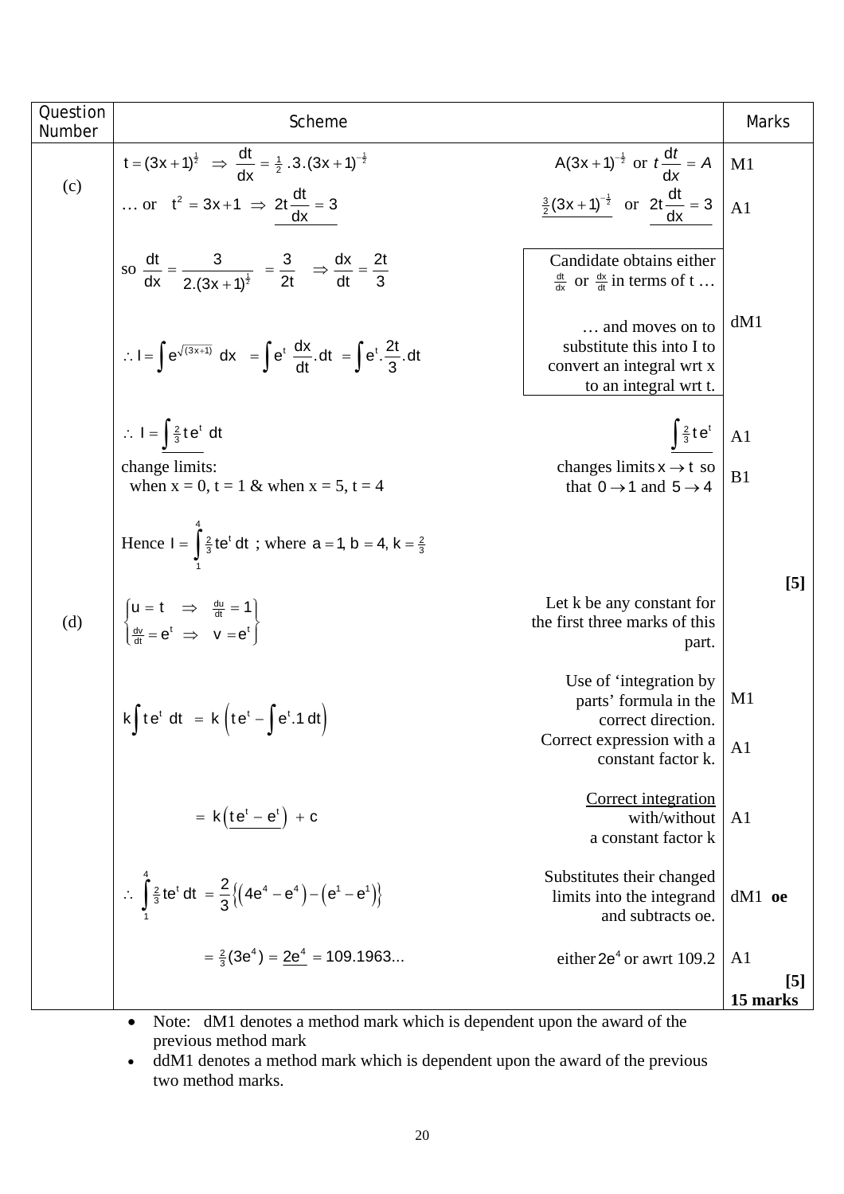| Question Number | Scheme | | Marks |
|---|---|---|---|
| (c) | $t = (3x+1)^{\frac{1}{2}} \Rightarrow \frac{dt}{dx} = \frac{1}{2}.3.(3x+1)^{-\frac{1}{2}}$ | $A(3x+1)^{-\frac{1}{2}}$ or $t\frac{dt}{dx} = A$ | M1 |
| | … or $t^2 = 3x+1 \Rightarrow 2t\frac{dt}{dx} = 3$ | $\frac{3}{2}(3x+1)^{-\frac{1}{2}}$ or $2t\frac{dt}{dx} = 3$ | A1 |
| | so $\frac{dt}{dx} = \frac{3}{2.(3x+1)^{\frac{1}{2}}} = \frac{3}{2t} \Rightarrow \frac{dx}{dt} = \frac{2t}{3}$ | Candidate obtains either $\frac{dt}{dx}$ or $\frac{dx}{dt}$ in terms of t … | |
| | $\therefore I = \int e^{\sqrt{(3x+1)}}\ dx = \int e^t \frac{dx}{dt}.dt = \int e^t.\frac{2t}{3}.dt$ | … and moves on to substitute this into I to convert an integral wrt x to an integral wrt t. | dM1 |
| | $\therefore I = \int \frac{2}{3}te^t\ dt$ | $\int \frac{2}{3}te^t$ | A1 |
| | change limits: when x = 0, t = 1 & when x = 5, t = 4 | changes limits $x \to t$ so that $0 \to 1$ and $5 \to 4$ | B1 |
| | Hence $I = \int_1^4 \frac{2}{3}te^t\ dt$ ; where $a = 1, b = 4, k = \frac{2}{3}$ | | **[5]** |
| (d) | $\left\{ \begin{array}{l} u = t \Rightarrow \frac{du}{dt} = 1 \\ \frac{dv}{dt} = e^t \Rightarrow v = e^t \end{array} \right\}$ | Let k be any constant for the first three marks of this part. | |
| | $k\int te^t\ dt = k\left(te^t - \int e^t.1\ dt\right)$ | Use of 'integration by parts' formula in the correct direction. | M1 |
| | | Correct expression with a constant factor k. | A1 |
| | $= k\left(te^t - e^t\right) + c$ | Correct integration with/without a constant factor k | A1 |
| | $\therefore \int_1^4 \frac{2}{3}te^t\ dt = \frac{2}{3}\left\{\left(4e^4 - e^4\right) - \left(e^1 - e^1\right)\right\}$ | Substitutes their changed limits into the integrand and subtracts oe. | dM1 **oe** |
| | $= \frac{2}{3}(3e^4) = 2e^4 = 109.1963...$ | either $2e^4$ or awrt 109.2 | A1 **[5]** |
| | | | **15 marks** |

- Note: dM1 denotes a method mark which is dependent upon the award of the previous method mark
- ddM1 denotes a method mark which is dependent upon the award of the previous two method marks.